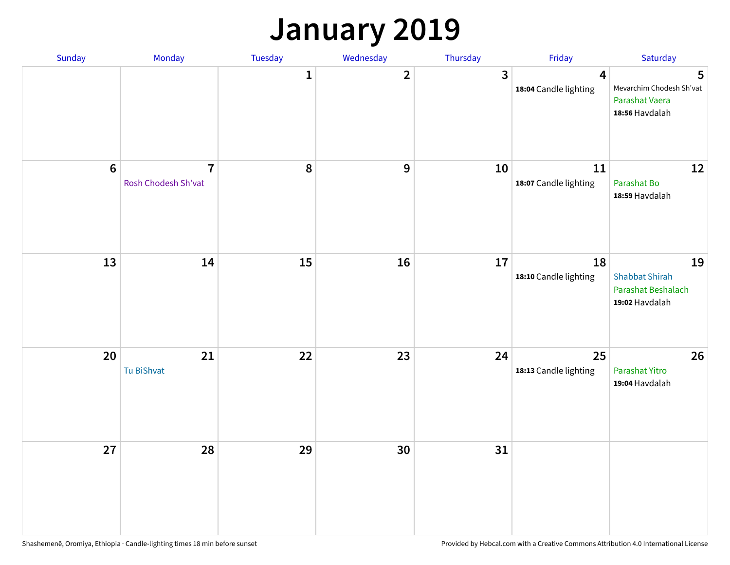# January 2019

| Sunday | Monday | Tuesday | Wednesday | Thursday | Friday | Saturday |
|---|---|---|---|---|---|---|
| | | 1 | 2 | 3 | 4<br>**18:04** Candle lighting | 5<br>Mevarchim Chodesh Sh'vat<br>Parashat Vaera<br>**18:56** Havdalah |
| 6 | 7<br>Rosh Chodesh Sh'vat | 8 | 9 | 10 | 11<br>**18:07** Candle lighting | 12<br>Parashat Bo<br>**18:59** Havdalah |
| 13 | 14 | 15 | 16 | 17 | 18<br>**18:10** Candle lighting | 19<br>Shabbat Shirah<br>Parashat Beshalach<br>**19:02** Havdalah |
| 20 | 21<br>Tu BiShvat | 22 | 23 | 24 | 25<br>**18:13** Candle lighting | 26<br>Parashat Yitro<br>**19:04** Havdalah |
| 27 | 28 | 29 | 30 | 31 | | |

Shashemenē, Oromiya, Ethiopia · Candle-lighting times 18 min before sunset

Provided by Hebcal.com with a Creative Commons Attribution 4.0 International License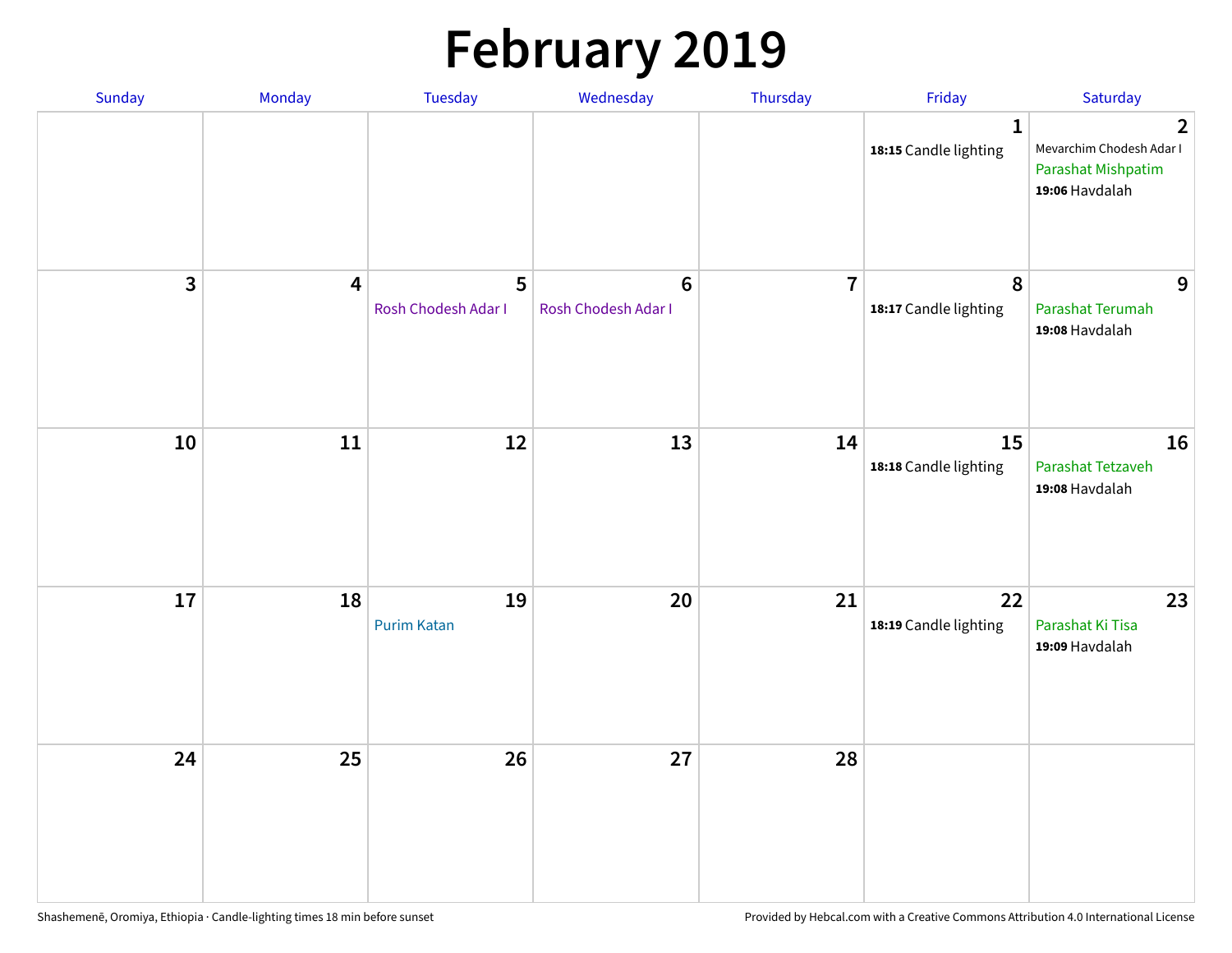# February 2019

| Sunday | Monday | Tuesday | Wednesday | Thursday | Friday | Saturday |
|---|---|---|---|---|---|---|
| | | | | | 1<br>**18:15** Candle lighting | 2<br>Mevarchim Chodesh Adar I<br>Parashat Mishpatim<br>**19:06** Havdalah |
| 3 | 4 | 5<br>Rosh Chodesh Adar I | 6<br>Rosh Chodesh Adar I | 7 | 8<br>**18:17** Candle lighting | 9<br>Parashat Terumah<br>**19:08** Havdalah |
| 10 | 11 | 12 | 13 | 14 | 15<br>**18:18** Candle lighting | 16<br>Parashat Tetzaveh<br>**19:08** Havdalah |
| 17 | 18 | 19<br>Purim Katan | 20 | 21 | 22<br>**18:19** Candle lighting | 23<br>Parashat Ki Tisa<br>**19:09** Havdalah |
| 24 | 25 | 26 | 27 | 28 | | |

Shashemenē, Oromiya, Ethiopia · Candle-lighting times 18 min before sunset

Provided by Hebcal.com with a Creative Commons Attribution 4.0 International License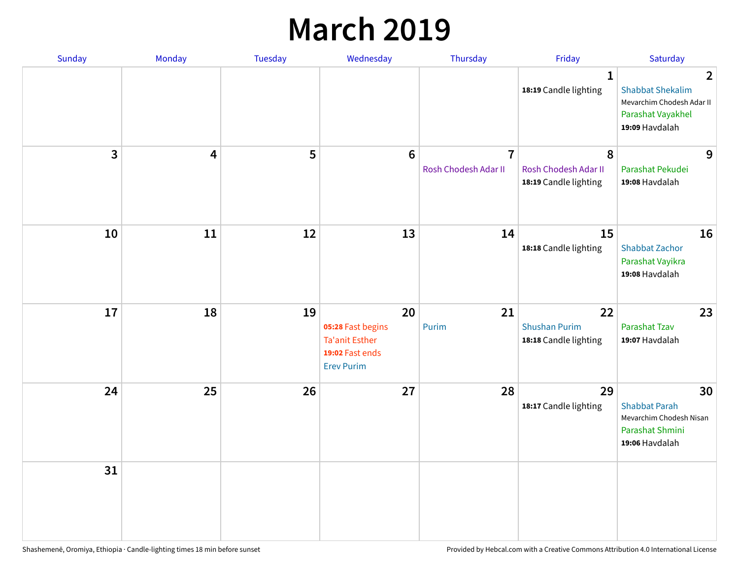# March 2019

| Sunday | Monday | Tuesday | Wednesday | Thursday | Friday | Saturday |
|---|---|---|---|---|---|---|
| | | | | | 1<br>**18:19** Candle lighting | 2<br>Shabbat Shekalim<br>Mevarchim Chodesh Adar II<br>Parashat Vayakhel<br>**19:09** Havdalah |
| 3 | 4 | 5 | 6 | 7<br>Rosh Chodesh Adar II | 8<br>Rosh Chodesh Adar II<br>**18:19** Candle lighting | 9<br>Parashat Pekudei<br>**19:08** Havdalah |
| 10 | 11 | 12 | 13 | 14 | 15<br>**18:18** Candle lighting | 16<br>Shabbat Zachor<br>Parashat Vayikra<br>**19:08** Havdalah |
| 17 | 18 | 19 | 20<br>**05:28** Fast begins<br>Ta'anit Esther<br>**19:02** Fast ends<br>Erev Purim | 21<br>Purim | 22<br>Shushan Purim<br>**18:18** Candle lighting | 23<br>Parashat Tzav<br>**19:07** Havdalah |
| 24 | 25 | 26 | 27 | 28 | 29<br>**18:17** Candle lighting | 30<br>Shabbat Parah<br>Mevarchim Chodesh Nisan<br>Parashat Shmini<br>**19:06** Havdalah |
| 31 | | | | | | |

Shashemenē, Oromiya, Ethiopia · Candle-lighting times 18 min before sunset

Provided by Hebcal.com with a Creative Commons Attribution 4.0 International License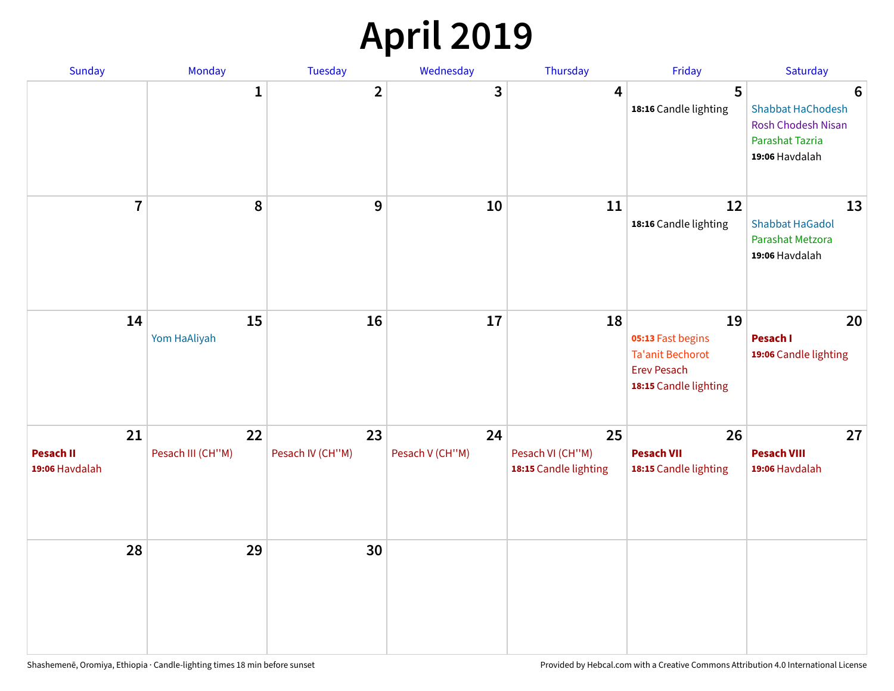# April 2019

| Sunday | Monday | Tuesday | Wednesday | Thursday | Friday | Saturday |
|---|---|---|---|---|---|---|
| | 1 | 2 | 3 | 4 | 5<br>**18:16** Candle lighting | 6<br>Shabbat HaChodesh<br>Rosh Chodesh Nisan<br>Parashat Tazria<br>**19:06** Havdalah |
| 7 | 8 | 9 | 10 | 11 | 12<br>**18:16** Candle lighting | 13<br>Shabbat HaGadol<br>Parashat Metzora<br>**19:06** Havdalah |
| 14 | 15<br>Yom HaAliyah | 16 | 17 | 18 | 19<br>**05:13** Fast begins<br>Ta'anit Bechorot<br>Erev Pesach<br>**18:15** Candle lighting | 20<br>**Pesach I**<br>**19:06** Candle lighting |
| 21<br>**Pesach II**<br>**19:06** Havdalah | 22<br>Pesach III (CH''M) | 23<br>Pesach IV (CH''M) | 24<br>Pesach V (CH''M) | 25<br>Pesach VI (CH''M)<br>**18:15** Candle lighting | 26<br>**Pesach VII**<br>**18:15** Candle lighting | 27<br>**Pesach VIII**<br>**19:06** Havdalah |
| 28 | 29 | 30 | | | | |

Shashemenē, Oromiya, Ethiopia · Candle-lighting times 18 min before sunset

Provided by Hebcal.com with a Creative Commons Attribution 4.0 International License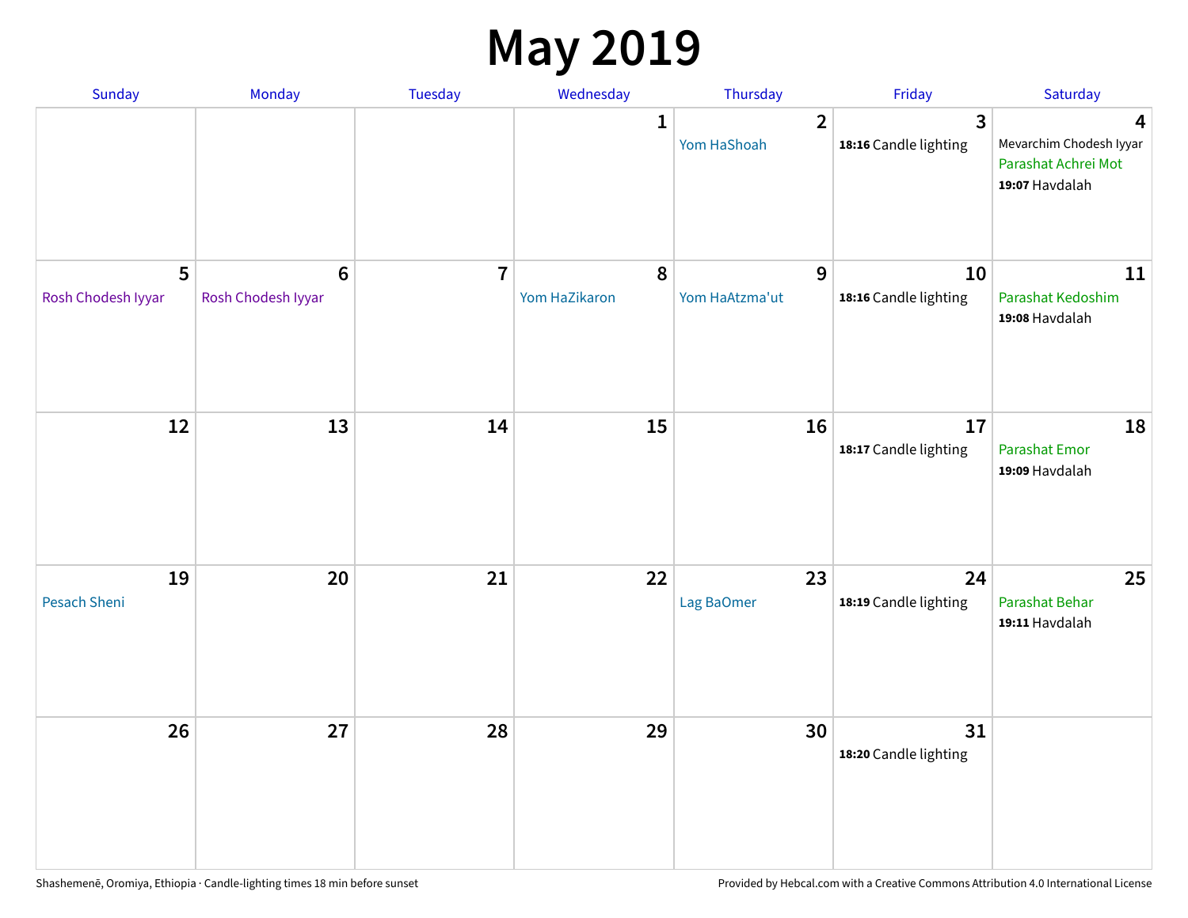# May 2019

| Sunday | Monday | Tuesday | Wednesday | Thursday | Friday | Saturday |
|---|---|---|---|---|---|---|
| | | | 1 | 2<br>Yom HaShoah | 3<br>**18:16** Candle lighting | 4<br>Mevarchim Chodesh Iyyar<br>Parashat Achrei Mot<br>**19:07** Havdalah |
| 5<br>Rosh Chodesh Iyyar | 6<br>Rosh Chodesh Iyyar | 7 | 8<br>Yom HaZikaron | 9<br>Yom HaAtzma'ut | 10<br>**18:16** Candle lighting | 11<br>Parashat Kedoshim<br>**19:08** Havdalah |
| 12 | 13 | 14 | 15 | 16 | 17<br>**18:17** Candle lighting | 18<br>Parashat Emor<br>**19:09** Havdalah |
| 19<br>Pesach Sheni | 20 | 21 | 22 | 23<br>Lag BaOmer | 24<br>**18:19** Candle lighting | 25<br>Parashat Behar<br>**19:11** Havdalah |
| 26 | 27 | 28 | 29 | 30 | 31<br>**18:20** Candle lighting | |

Shashemenē, Oromiya, Ethiopia · Candle-lighting times 18 min before sunset

Provided by Hebcal.com with a Creative Commons Attribution 4.0 International License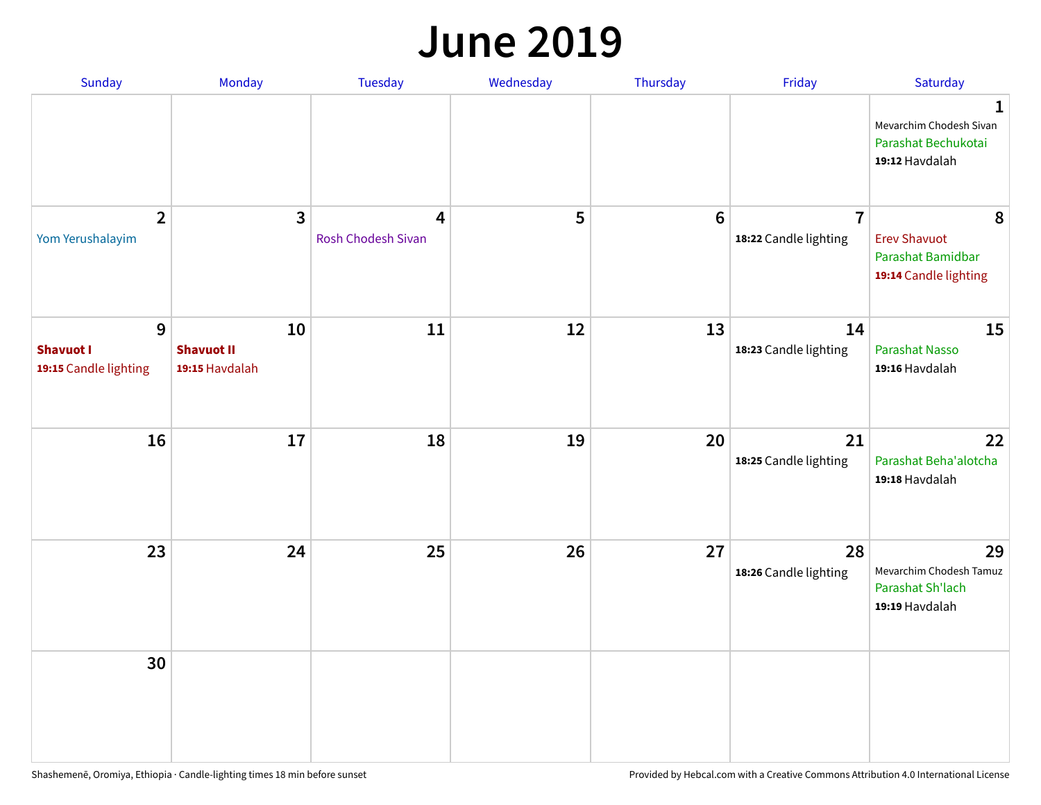# June 2019

| Sunday | Monday | Tuesday | Wednesday | Thursday | Friday | Saturday |
|---|---|---|---|---|---|---|
| | | | | | | **1**<br>Mevarchim Chodesh Sivan<br>Parashat Bechukotai<br>**19:12** Havdalah |
| **2**<br>Yom Yerushalayim | **3** | **4**<br>Rosh Chodesh Sivan | **5** | **6** | **7**<br>**18:22** Candle lighting | **8**<br>Erev Shavuot<br>Parashat Bamidbar<br>**19:14** Candle lighting |
| **9**<br>**Shavuot I**<br>**19:15** Candle lighting | **10**<br>**Shavuot II**<br>**19:15** Havdalah | **11** | **12** | **13** | **14**<br>**18:23** Candle lighting | **15**<br>Parashat Nasso<br>**19:16** Havdalah |
| **16** | **17** | **18** | **19** | **20** | **21**<br>**18:25** Candle lighting | **22**<br>Parashat Beha'alotcha<br>**19:18** Havdalah |
| **23** | **24** | **25** | **26** | **27** | **28**<br>**18:26** Candle lighting | **29**<br>Mevarchim Chodesh Tamuz<br>Parashat Sh'lach<br>**19:19** Havdalah |
| **30** | | | | | | |

Shashemenē, Oromiya, Ethiopia · Candle-lighting times 18 min before sunset

Provided by Hebcal.com with a Creative Commons Attribution 4.0 International License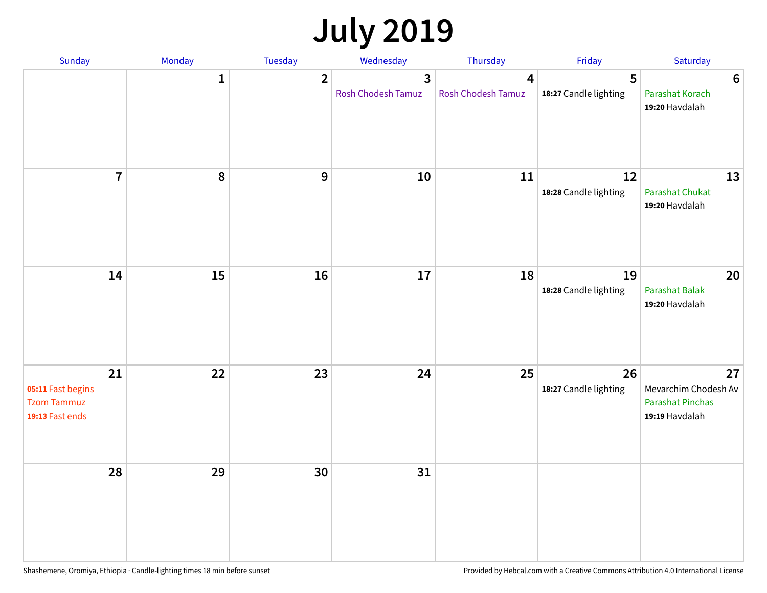# July 2019

| Sunday | Monday | Tuesday | Wednesday | Thursday | Friday | Saturday |
|---|---|---|---|---|---|---|
| | 1 | 2 | 3 Rosh Chodesh Tamuz | 4 Rosh Chodesh Tamuz | 5 **18:27** Candle lighting | 6 Parashat Korach **19:20** Havdalah |
| 7 | 8 | 9 | 10 | 11 | 12 **18:28** Candle lighting | 13 Parashat Chukat **19:20** Havdalah |
| 14 | 15 | 16 | 17 | 18 | 19 **18:28** Candle lighting | 20 Parashat Balak **19:20** Havdalah |
| 21 **05:11** Fast begins Tzom Tammuz **19:13** Fast ends | 22 | 23 | 24 | 25 | 26 **18:27** Candle lighting | 27 Mevarchim Chodesh Av Parashat Pinchas **19:19** Havdalah |
| 28 | 29 | 30 | 31 | | | |

Shashemenē, Oromiya, Ethiopia · Candle-lighting times 18 min before sunset

Provided by Hebcal.com with a Creative Commons Attribution 4.0 International License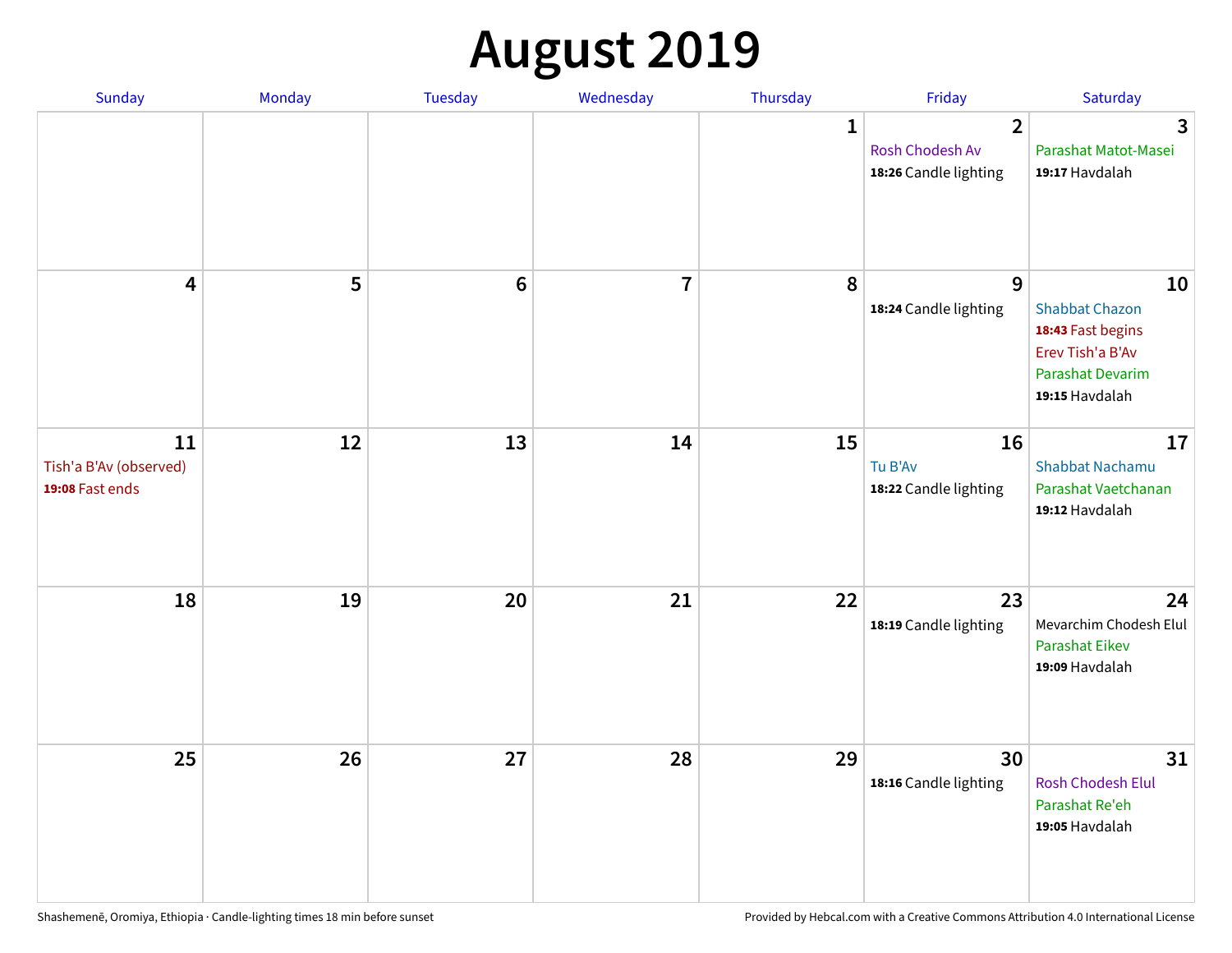# August 2019

| Sunday | Monday | Tuesday | Wednesday | Thursday | Friday | Saturday |
|---|---|---|---|---|---|---|
| | | | | 1 | 2<br>Rosh Chodesh Av<br>**18:26** Candle lighting | 3<br>Parashat Matot-Masei<br>**19:17** Havdalah |
| 4 | 5 | 6 | 7 | 8 | 9<br>**18:24** Candle lighting | 10<br>Shabbat Chazon<br>**18:43** Fast begins<br>Erev Tish'a B'Av<br>Parashat Devarim<br>**19:15** Havdalah |
| 11<br>Tish'a B'Av (observed)<br>**19:08** Fast ends | 12 | 13 | 14 | 15 | 16<br>Tu B'Av<br>**18:22** Candle lighting | 17<br>Shabbat Nachamu<br>Parashat Vaetchanan<br>**19:12** Havdalah |
| 18 | 19 | 20 | 21 | 22 | 23<br>**18:19** Candle lighting | 24<br>Mevarchim Chodesh Elul<br>Parashat Eikev<br>**19:09** Havdalah |
| 25 | 26 | 27 | 28 | 29 | 30<br>**18:16** Candle lighting | 31<br>Rosh Chodesh Elul<br>Parashat Re'eh<br>**19:05** Havdalah |

Shashemenē, Oromiya, Ethiopia · Candle-lighting times 18 min before sunset

Provided by Hebcal.com with a Creative Commons Attribution 4.0 International License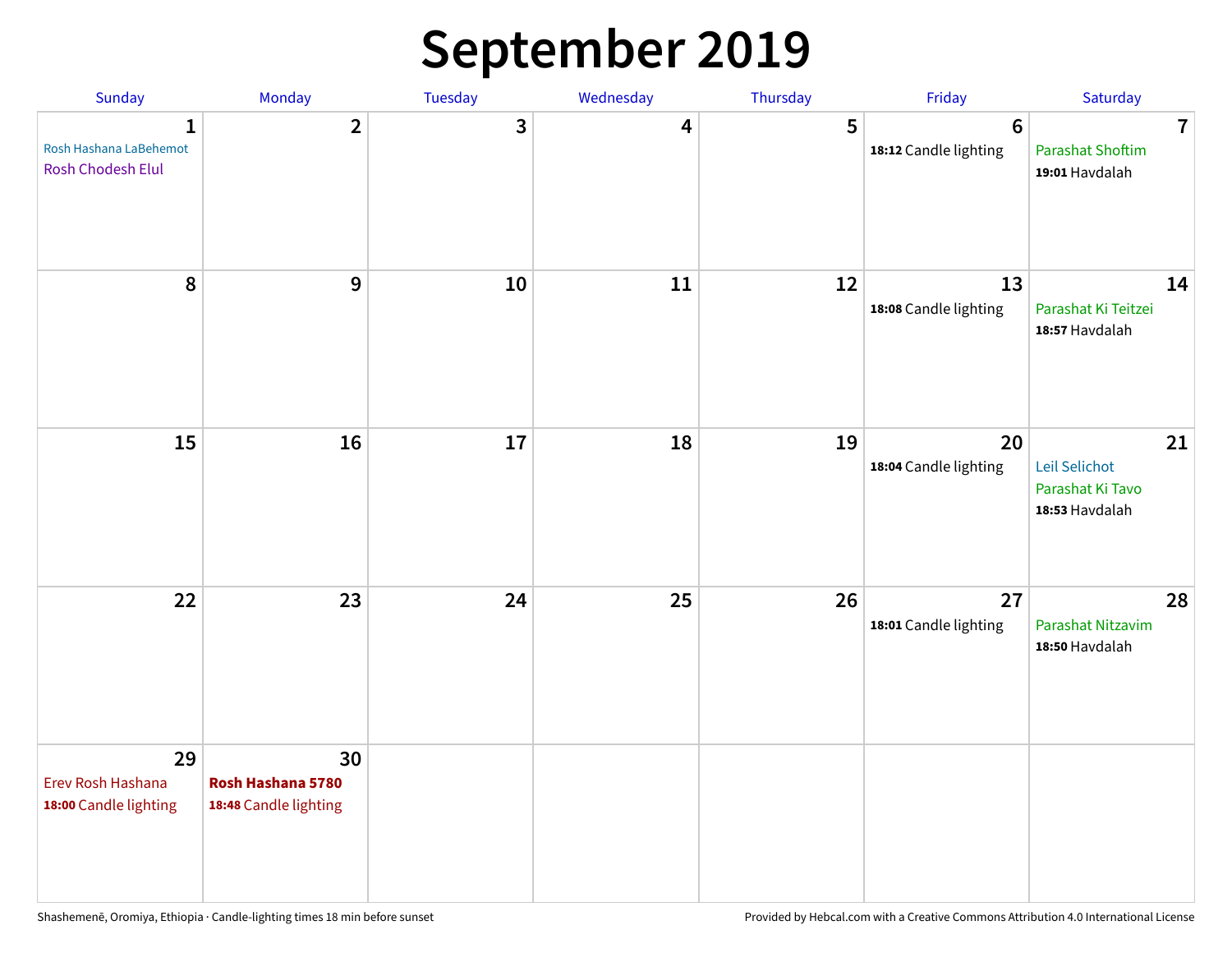# September 2019

| Sunday | Monday | Tuesday | Wednesday | Thursday | Friday | Saturday |
|---|---|---|---|---|---|---|
| 1<br>Rosh Hashana LaBehemot<br>Rosh Chodesh Elul | 2 | 3 | 4 | 5 | 6<br>**18:12** Candle lighting | 7<br>Parashat Shoftim<br>**19:01** Havdalah |
| 8 | 9 | 10 | 11 | 12 | 13<br>**18:08** Candle lighting | 14<br>Parashat Ki Teitzei<br>**18:57** Havdalah |
| 15 | 16 | 17 | 18 | 19 | 20<br>**18:04** Candle lighting | 21<br>Leil Selichot<br>Parashat Ki Tavo<br>**18:53** Havdalah |
| 22 | 23 | 24 | 25 | 26 | 27<br>**18:01** Candle lighting | 28<br>Parashat Nitzavim<br>**18:50** Havdalah |
| 29<br>Erev Rosh Hashana<br>**18:00** Candle lighting | 30<br>**Rosh Hashana 5780**<br>**18:48** Candle lighting | | | | | |

Shashemenē, Oromiya, Ethiopia · Candle-lighting times 18 min before sunset

Provided by Hebcal.com with a Creative Commons Attribution 4.0 International License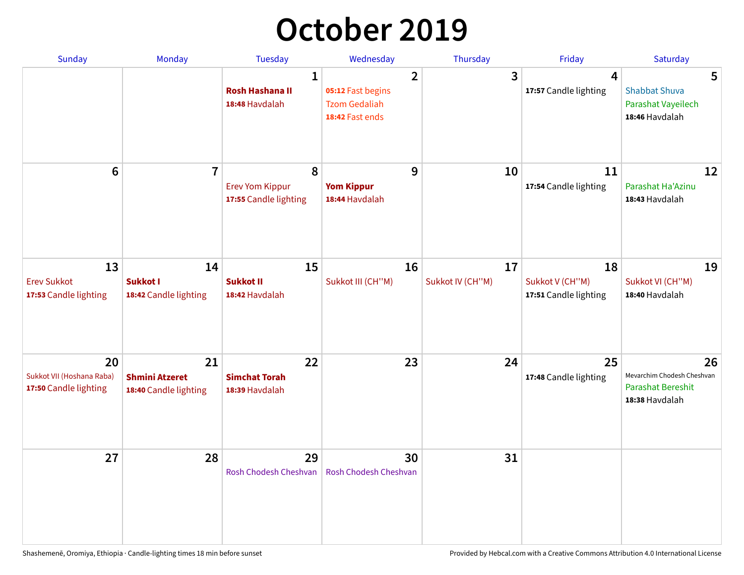# October 2019

| Sunday | Monday | Tuesday | Wednesday | Thursday | Friday | Saturday |
|---|---|---|---|---|---|---|
| | | **1**<br>**Rosh Hashana II**<br>**18:48** Havdalah | **2**<br>**05:12** Fast begins<br>Tzom Gedaliah<br>**18:42** Fast ends | **3** | **4**<br>**17:57** Candle lighting | **5**<br>Shabbat Shuva<br>Parashat Vayeilech<br>**18:46** Havdalah |
| **6** | **7** | **8**<br>Erev Yom Kippur<br>**17:55** Candle lighting | **9**<br>**Yom Kippur**<br>**18:44** Havdalah | **10** | **11**<br>**17:54** Candle lighting | **12**<br>Parashat Ha'Azinu<br>**18:43** Havdalah |
| **13**<br>Erev Sukkot<br>**17:53** Candle lighting | **14**<br>**Sukkot I**<br>**18:42** Candle lighting | **15**<br>**Sukkot II**<br>**18:42** Havdalah | **16**<br>Sukkot III (CH''M) | **17**<br>Sukkot IV (CH''M) | **18**<br>Sukkot V (CH''M)<br>**17:51** Candle lighting | **19**<br>Sukkot VI (CH''M)<br>**18:40** Havdalah |
| **20**<br>Sukkot VII (Hoshana Raba)<br>**17:50** Candle lighting | **21**<br>**Shmini Atzeret**<br>**18:40** Candle lighting | **22**<br>**Simchat Torah**<br>**18:39** Havdalah | **23** | **24** | **25**<br>**17:48** Candle lighting | **26**<br>Mevarchim Chodesh Cheshvan<br>Parashat Bereshit<br>**18:38** Havdalah |
| **27** | **28** | **29**<br>Rosh Chodesh Cheshvan | **30**<br>Rosh Chodesh Cheshvan | **31** | | |

Shashemenē, Oromiya, Ethiopia · Candle-lighting times 18 min before sunset

Provided by Hebcal.com with a Creative Commons Attribution 4.0 International License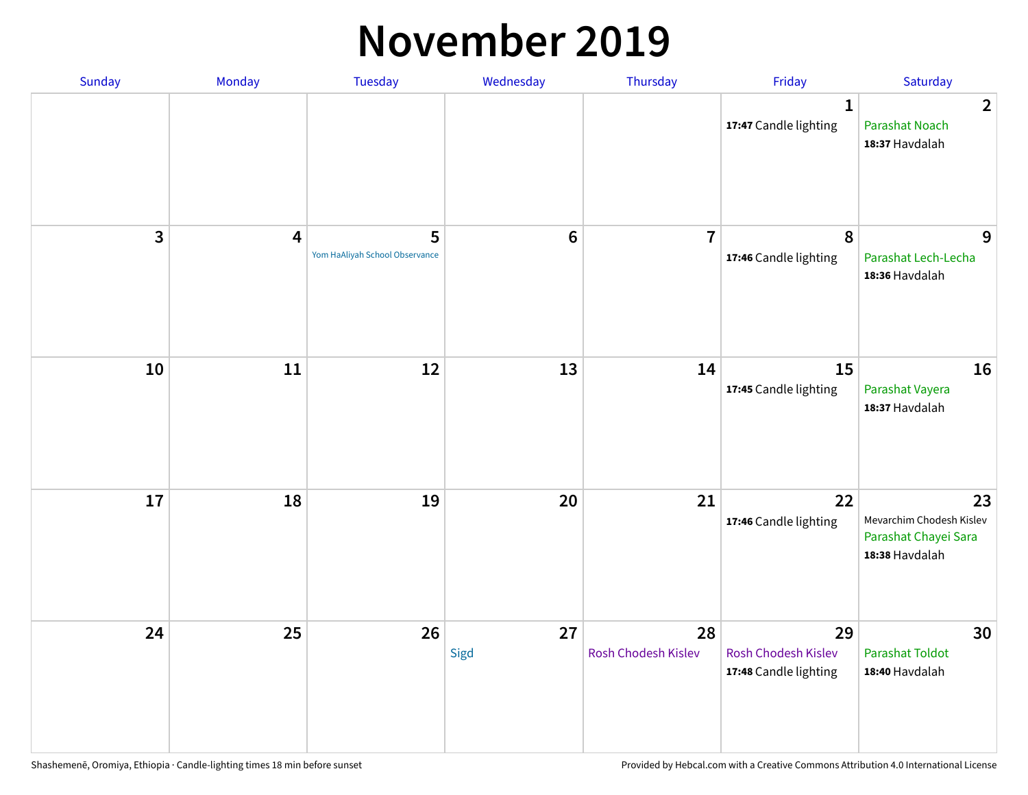# November 2019

| Sunday | Monday | Tuesday | Wednesday | Thursday | Friday | Saturday |
|---|---|---|---|---|---|---|
| | | | | | 1<br>**17:47** Candle lighting | 2<br>Parashat Noach<br>**18:37** Havdalah |
| 3 | 4 | 5<br>Yom HaAliyah School Observance | 6 | 7 | 8<br>**17:46** Candle lighting | 9<br>Parashat Lech-Lecha<br>**18:36** Havdalah |
| 10 | 11 | 12 | 13 | 14 | 15<br>**17:45** Candle lighting | 16<br>Parashat Vayera<br>**18:37** Havdalah |
| 17 | 18 | 19 | 20 | 21 | 22<br>**17:46** Candle lighting | 23<br>Mevarchim Chodesh Kislev<br>Parashat Chayei Sara<br>**18:38** Havdalah |
| 24 | 25 | 26 | 27<br>Sigd | 28<br>Rosh Chodesh Kislev | 29<br>Rosh Chodesh Kislev<br>**17:48** Candle lighting | 30<br>Parashat Toldot<br>**18:40** Havdalah |

Shashemenē, Oromiya, Ethiopia · Candle-lighting times 18 min before sunset

Provided by Hebcal.com with a Creative Commons Attribution 4.0 International License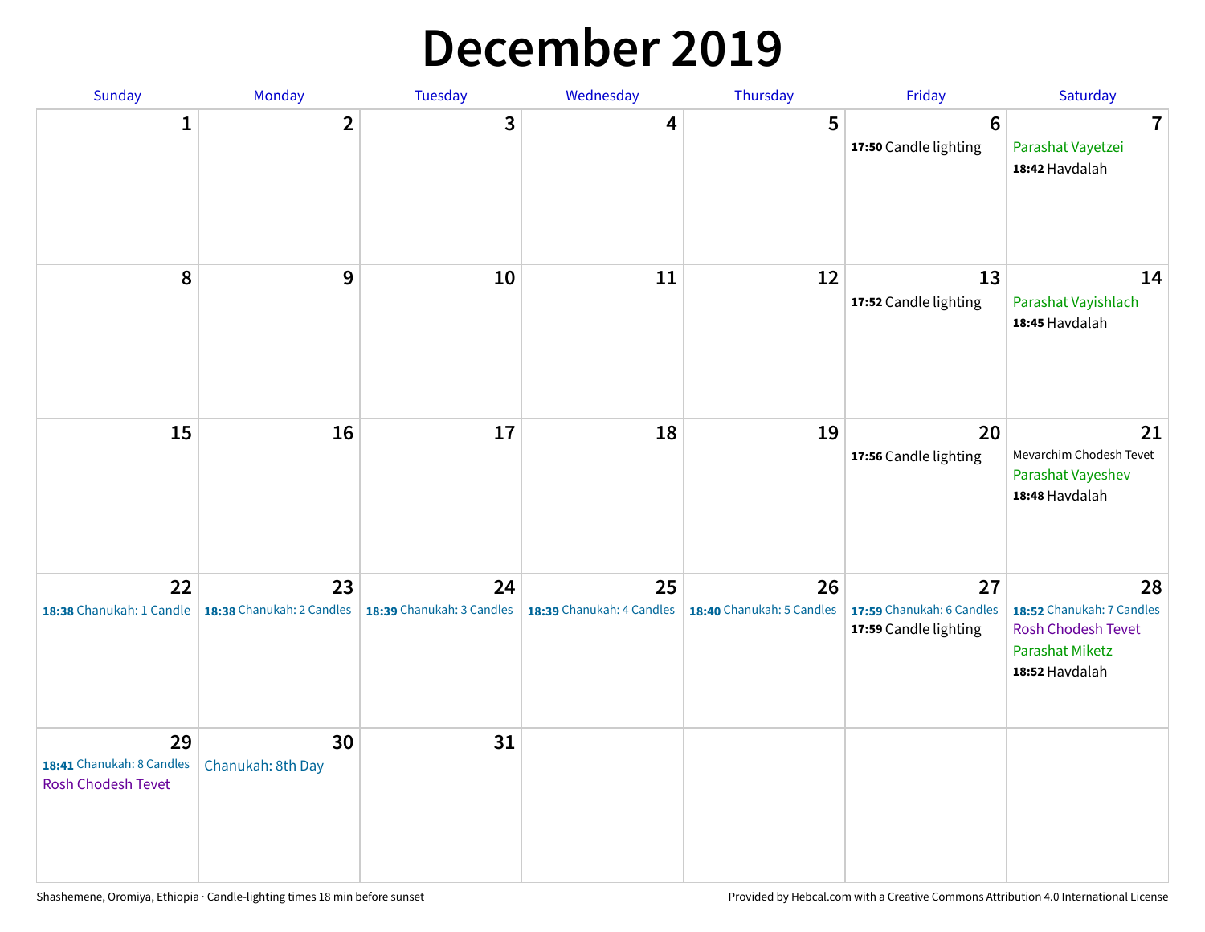# December 2019

| Sunday | Monday | Tuesday | Wednesday | Thursday | Friday | Saturday |
|---|---|---|---|---|---|---|
| 1 | 2 | 3 | 4 | 5 | 6<br>**17:50** Candle lighting | 7<br>Parashat Vayetzei<br>**18:42** Havdalah |
| 8 | 9 | 10 | 11 | 12 | 13<br>**17:52** Candle lighting | 14<br>Parashat Vayishlach<br>**18:45** Havdalah |
| 15 | 16 | 17 | 18 | 19 | 20<br>**17:56** Candle lighting | 21<br>Mevarchim Chodesh Tevet<br>Parashat Vayeshev<br>**18:48** Havdalah |
| 22<br>**18:38** Chanukah: 1 Candle | 23<br>**18:38** Chanukah: 2 Candles | 24<br>**18:39** Chanukah: 3 Candles | 25<br>**18:39** Chanukah: 4 Candles | 26<br>**18:40** Chanukah: 5 Candles | 27<br>**17:59** Chanukah: 6 Candles<br>**17:59** Candle lighting | 28<br>**18:52** Chanukah: 7 Candles<br>Rosh Chodesh Tevet<br>Parashat Miketz<br>**18:52** Havdalah |
| 29<br>**18:41** Chanukah: 8 Candles<br>Rosh Chodesh Tevet | 30<br>Chanukah: 8th Day | 31 | | | | |

Shashemenē, Oromiya, Ethiopia · Candle-lighting times 18 min before sunset

Provided by Hebcal.com with a Creative Commons Attribution 4.0 International License